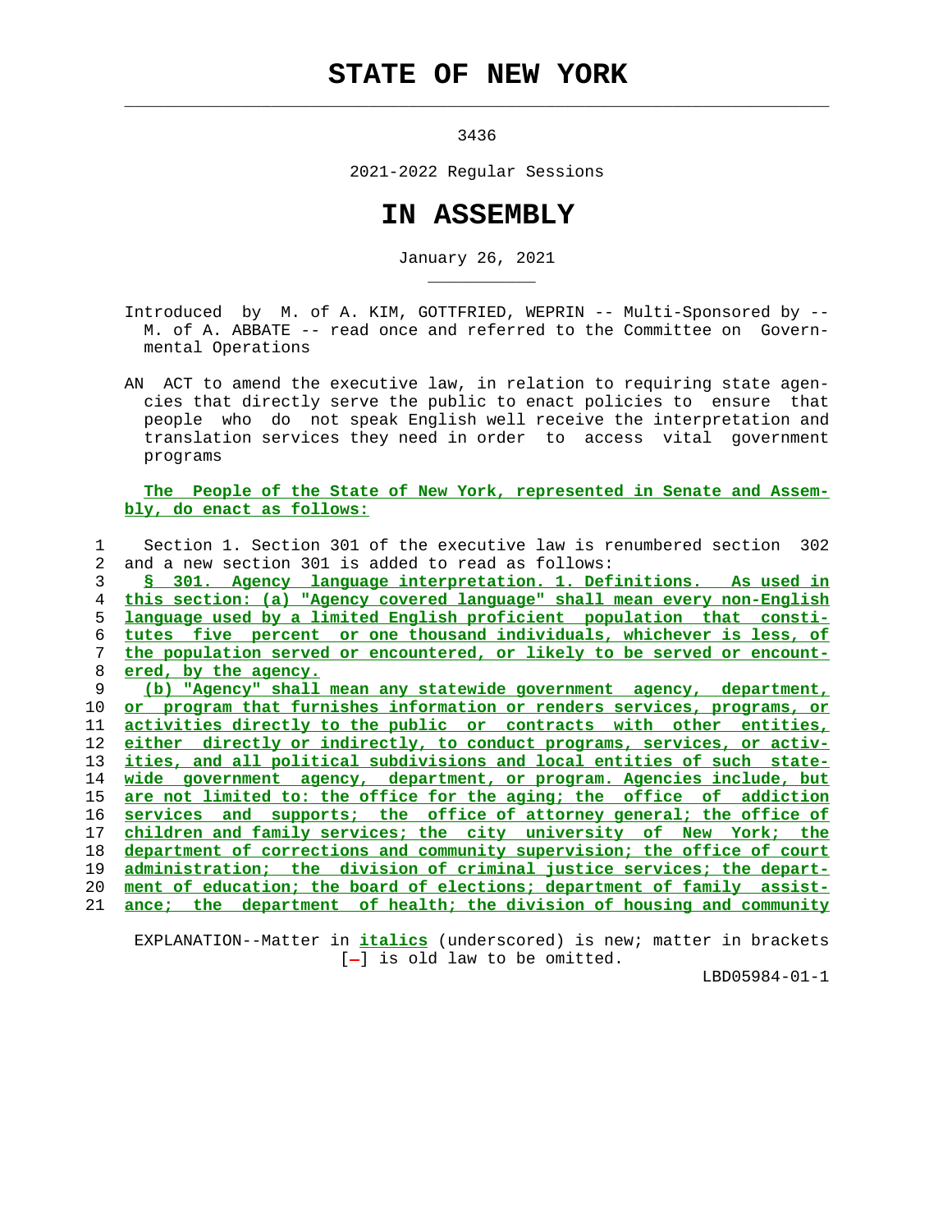# STATE OF NEW YORK

3436

2021-2022 Regular Sessions

# IN ASSEMBLY

January 26, 2021

Introduced by M. of A. KIM, GOTTFRIED, WEPRIN -- Multi-Sponsored by -- M. of A. ABBATE -- read once and referred to the Committee on Governmental Operations

AN ACT to amend the executive law, in relation to requiring state agencies that directly serve the public to enact policies to ensure that people who do not speak English well receive the interpretation and translation services they need in order to access vital government programs

The People of the State of New York, represented in Senate and Assembly, do enact as follows:

1 Section 1. Section 301 of the executive law is renumbered section 302
2 and a new section 301 is added to read as follows:
3 § 301. Agency language interpretation. 1. Definitions. As used in
4 this section: (a) "Agency covered language" shall mean every non-English
5 language used by a limited English proficient population that consti-
6 tutes five percent or one thousand individuals, whichever is less, of
7 the population served or encountered, or likely to be served or encount-
8 ered, by the agency.
9 (b) "Agency" shall mean any statewide government agency, department,
10 or program that furnishes information or renders services, programs, or
11 activities directly to the public or contracts with other entities,
12 either directly or indirectly, to conduct programs, services, or activ-
13 ities, and all political subdivisions and local entities of such state-
14 wide government agency, department, or program. Agencies include, but
15 are not limited to: the office for the aging; the office of addiction
16 services and supports; the office of attorney general; the office of
17 children and family services; the city university of New York; the
18 department of corrections and community supervision; the office of court
19 administration; the division of criminal justice services; the depart-
20 ment of education; the board of elections; department of family assist-
21 ance; the department of health; the division of housing and community

EXPLANATION--Matter in *italics* (underscored) is new; matter in brackets [-] is old law to be omitted.

LBD05984-01-1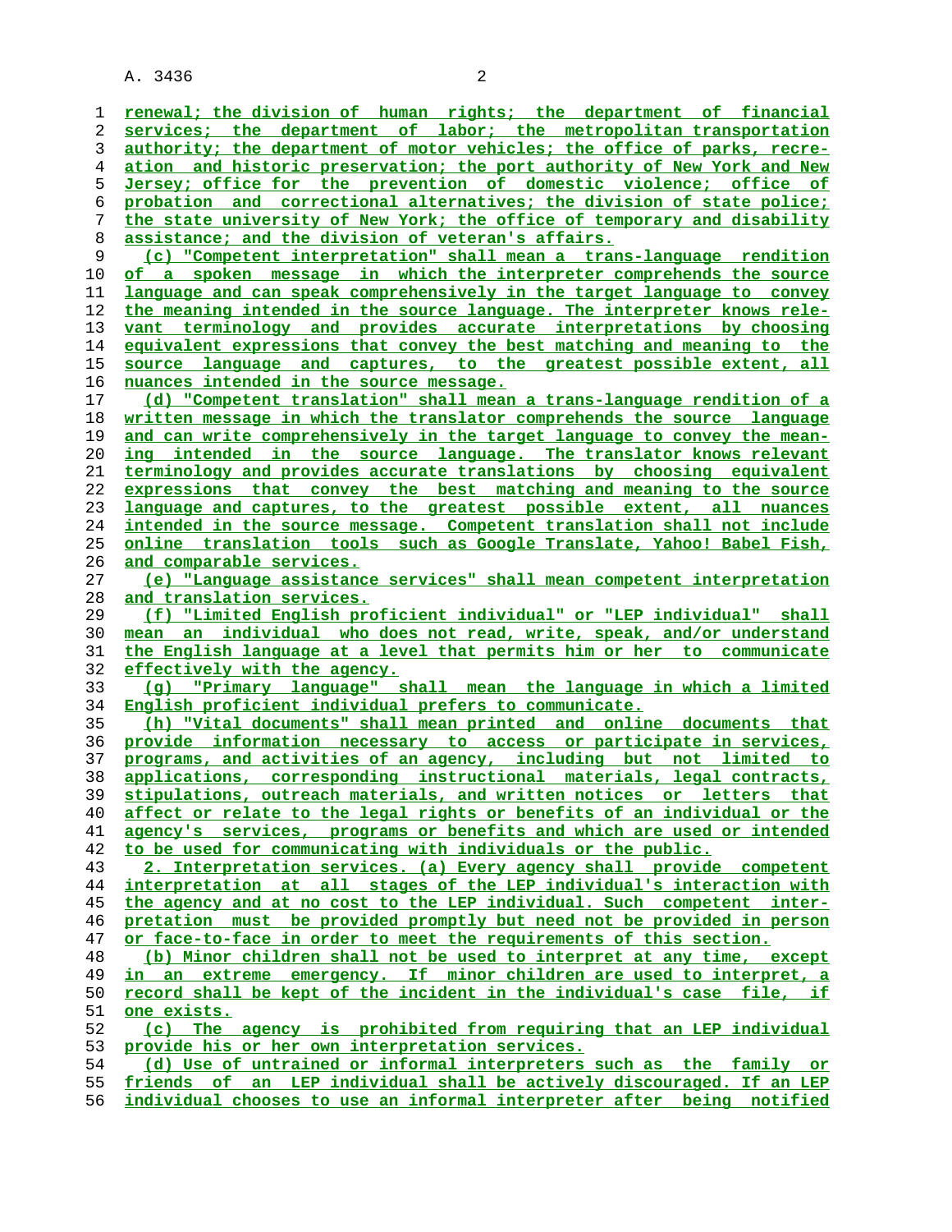renewal; the division of human rights; the department of financial services; the department of labor; the metropolitan transportation authority; the department of motor vehicles; the office of parks, recreation and historic preservation; the port authority of New York and New Jersey; office for the prevention of domestic violence; office of probation and correctional alternatives; the division of state police; the state university of New York; the office of temporary and disability assistance; and the division of veteran's affairs.

(c) "Competent interpretation" shall mean a trans-language rendition of a spoken message in which the interpreter comprehends the source language and can speak comprehensively in the target language to convey the meaning intended in the source language. The interpreter knows relevant terminology and provides accurate interpretations by choosing equivalent expressions that convey the best matching and meaning to the source language and captures, to the greatest possible extent, all nuances intended in the source message.

(d) "Competent translation" shall mean a trans-language rendition of a written message in which the translator comprehends the source language and can write comprehensively in the target language to convey the meaning intended in the source language. The translator knows relevant terminology and provides accurate translations by choosing equivalent expressions that convey the best matching and meaning to the source language and captures, to the greatest possible extent, all nuances intended in the source message. Competent translation shall not include online translation tools such as Google Translate, Yahoo! Babel Fish, and comparable services.

(e) "Language assistance services" shall mean competent interpretation and translation services.

(f) "Limited English proficient individual" or "LEP individual" shall mean an individual who does not read, write, speak, and/or understand the English language at a level that permits him or her to communicate effectively with the agency.

(g) "Primary language" shall mean the language in which a limited English proficient individual prefers to communicate.

(h) "Vital documents" shall mean printed and online documents that provide information necessary to access or participate in services, programs, and activities of an agency, including but not limited to applications, corresponding instructional materials, legal contracts, stipulations, outreach materials, and written notices or letters that affect or relate to the legal rights or benefits of an individual or the agency's services, programs or benefits and which are used or intended to be used for communicating with individuals or the public.

2. Interpretation services. (a) Every agency shall provide competent interpretation at all stages of the LEP individual's interaction with the agency and at no cost to the LEP individual. Such competent interpretation must be provided promptly but need not be provided in person or face-to-face in order to meet the requirements of this section.

(b) Minor children shall not be used to interpret at any time, except in an extreme emergency. If minor children are used to interpret, a record shall be kept of the incident in the individual's case file, if one exists.

(c) The agency is prohibited from requiring that an LEP individual provide his or her own interpretation services.

(d) Use of untrained or informal interpreters such as the family or friends of an LEP individual shall be actively discouraged. If an LEP individual chooses to use an informal interpreter after being notified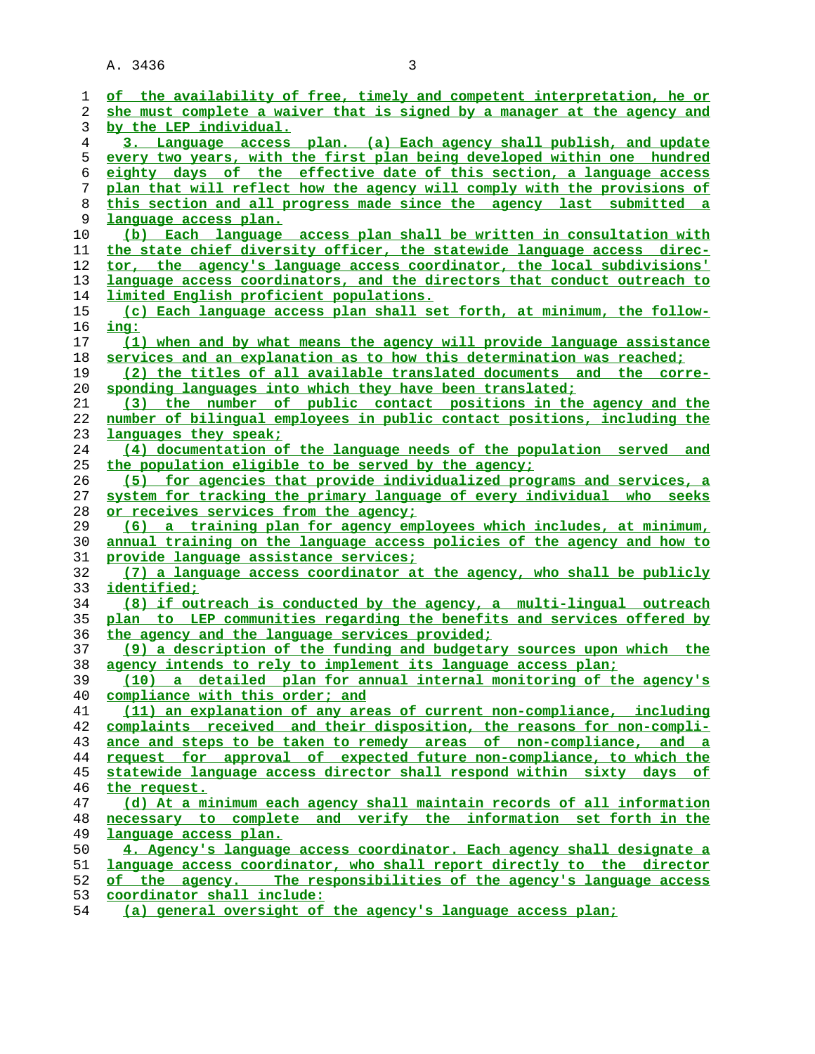of the availability of free, timely and competent interpretation, he or she must complete a waiver that is signed by a manager at the agency and by the LEP individual.

3. Language access plan. (a) Each agency shall publish, and update every two years, with the first plan being developed within one hundred eighty days of the effective date of this section, a language access plan that will reflect how the agency will comply with the provisions of this section and all progress made since the agency last submitted a language access plan.

(b) Each language access plan shall be written in consultation with the state chief diversity officer, the statewide language access director, the agency's language access coordinator, the local subdivisions' language access coordinators, and the directors that conduct outreach to limited English proficient populations.

(c) Each language access plan shall set forth, at minimum, the following:

(1) when and by what means the agency will provide language assistance services and an explanation as to how this determination was reached;

(2) the titles of all available translated documents and the corresponding languages into which they have been translated;

(3) the number of public contact positions in the agency and the number of bilingual employees in public contact positions, including the languages they speak;

(4) documentation of the language needs of the population served and the population eligible to be served by the agency;

(5) for agencies that provide individualized programs and services, a system for tracking the primary language of every individual who seeks or receives services from the agency;

(6) a training plan for agency employees which includes, at minimum, annual training on the language access policies of the agency and how to provide language assistance services;

(7) a language access coordinator at the agency, who shall be publicly identified;

(8) if outreach is conducted by the agency, a multi-lingual outreach plan to LEP communities regarding the benefits and services offered by the agency and the language services provided;

(9) a description of the funding and budgetary sources upon which the agency intends to rely to implement its language access plan;

(10) a detailed plan for annual internal monitoring of the agency's compliance with this order; and

(11) an explanation of any areas of current non-compliance, including complaints received and their disposition, the reasons for non-compliance and steps to be taken to remedy areas of non-compliance, and a request for approval of expected future non-compliance, to which the statewide language access director shall respond within sixty days of the request.

(d) At a minimum each agency shall maintain records of all information necessary to complete and verify the information set forth in the language access plan.

4. Agency's language access coordinator. Each agency shall designate a language access coordinator, who shall report directly to the director of the agency. The responsibilities of the agency's language access coordinator shall include:

(a) general oversight of the agency's language access plan;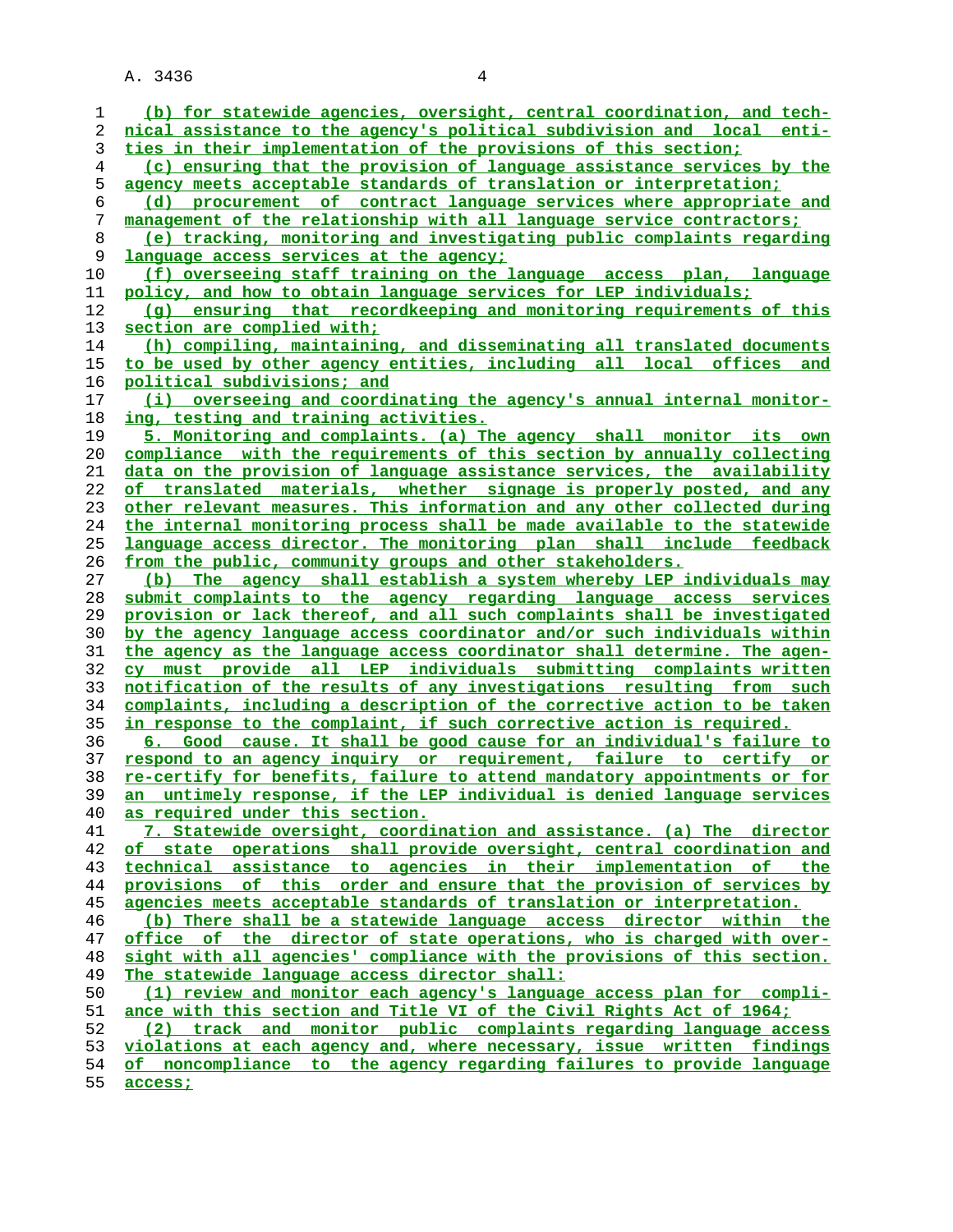(b) for statewide agencies, oversight, central coordination, and technical assistance to the agency's political subdivision and local entities in their implementation of the provisions of this section;

(c) ensuring that the provision of language assistance services by the agency meets acceptable standards of translation or interpretation;

(d) procurement of contract language services where appropriate and management of the relationship with all language service contractors;

(e) tracking, monitoring and investigating public complaints regarding language access services at the agency;

(f) overseeing staff training on the language access plan, language policy, and how to obtain language services for LEP individuals;

(g) ensuring that recordkeeping and monitoring requirements of this section are complied with;

(h) compiling, maintaining, and disseminating all translated documents to be used by other agency entities, including all local offices and political subdivisions; and

(i) overseeing and coordinating the agency's annual internal monitoring, testing and training activities.

5. Monitoring and complaints. (a) The agency shall monitor its own compliance with the requirements of this section by annually collecting data on the provision of language assistance services, the availability of translated materials, whether signage is properly posted, and any other relevant measures. This information and any other collected during the internal monitoring process shall be made available to the statewide language access director. The monitoring plan shall include feedback from the public, community groups and other stakeholders.

(b) The agency shall establish a system whereby LEP individuals may submit complaints to the agency regarding language access services provision or lack thereof, and all such complaints shall be investigated by the agency language access coordinator and/or such individuals within the agency as the language access coordinator shall determine. The agency must provide all LEP individuals submitting complaints written notification of the results of any investigations resulting from such complaints, including a description of the corrective action to be taken in response to the complaint, if such corrective action is required.

6. Good cause. It shall be good cause for an individual's failure to respond to an agency inquiry or requirement, failure to certify or re-certify for benefits, failure to attend mandatory appointments or for an untimely response, if the LEP individual is denied language services as required under this section.

7. Statewide oversight, coordination and assistance. (a) The director of state operations shall provide oversight, central coordination and technical assistance to agencies in their implementation of the provisions of this order and ensure that the provision of services by agencies meets acceptable standards of translation or interpretation.

(b) There shall be a statewide language access director within the office of the director of state operations, who is charged with oversight with all agencies' compliance with the provisions of this section. The statewide language access director shall:

(1) review and monitor each agency's language access plan for compliance with this section and Title VI of the Civil Rights Act of 1964;

(2) track and monitor public complaints regarding language access violations at each agency and, where necessary, issue written findings of noncompliance to the agency regarding failures to provide language access;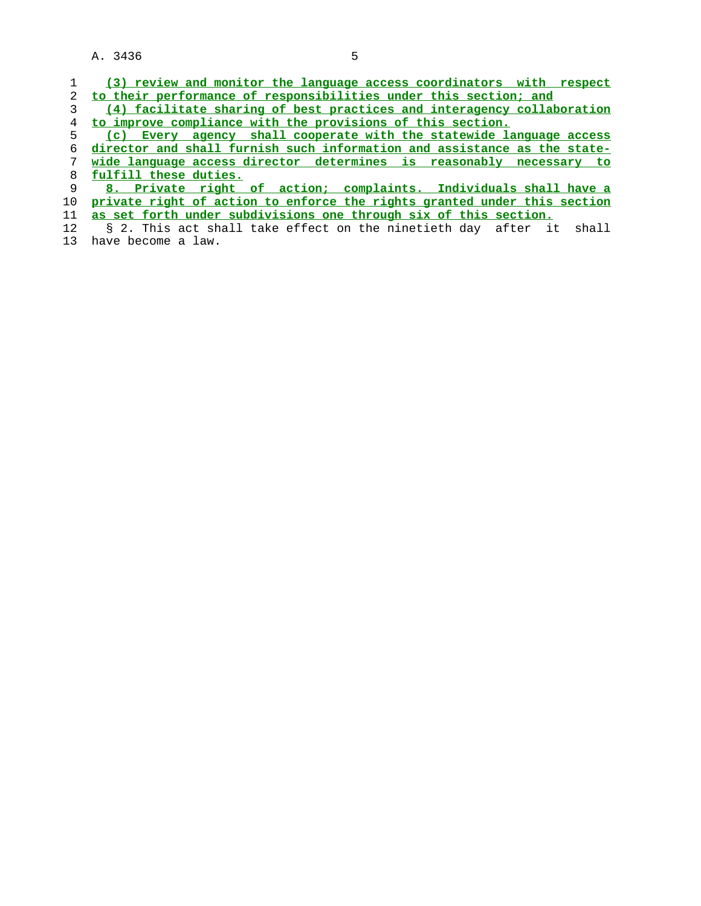(3) review and monitor the language access coordinators with respect to their performance of responsibilities under this section; and

(4) facilitate sharing of best practices and interagency collaboration to improve compliance with the provisions of this section.

(c) Every agency shall cooperate with the statewide language access director and shall furnish such information and assistance as the statewide language access director determines is reasonably necessary to fulfill these duties.

8. Private right of action; complaints. Individuals shall have a private right of action to enforce the rights granted under this section as set forth under subdivisions one through six of this section.

§ 2. This act shall take effect on the ninetieth day after it shall have become a law.